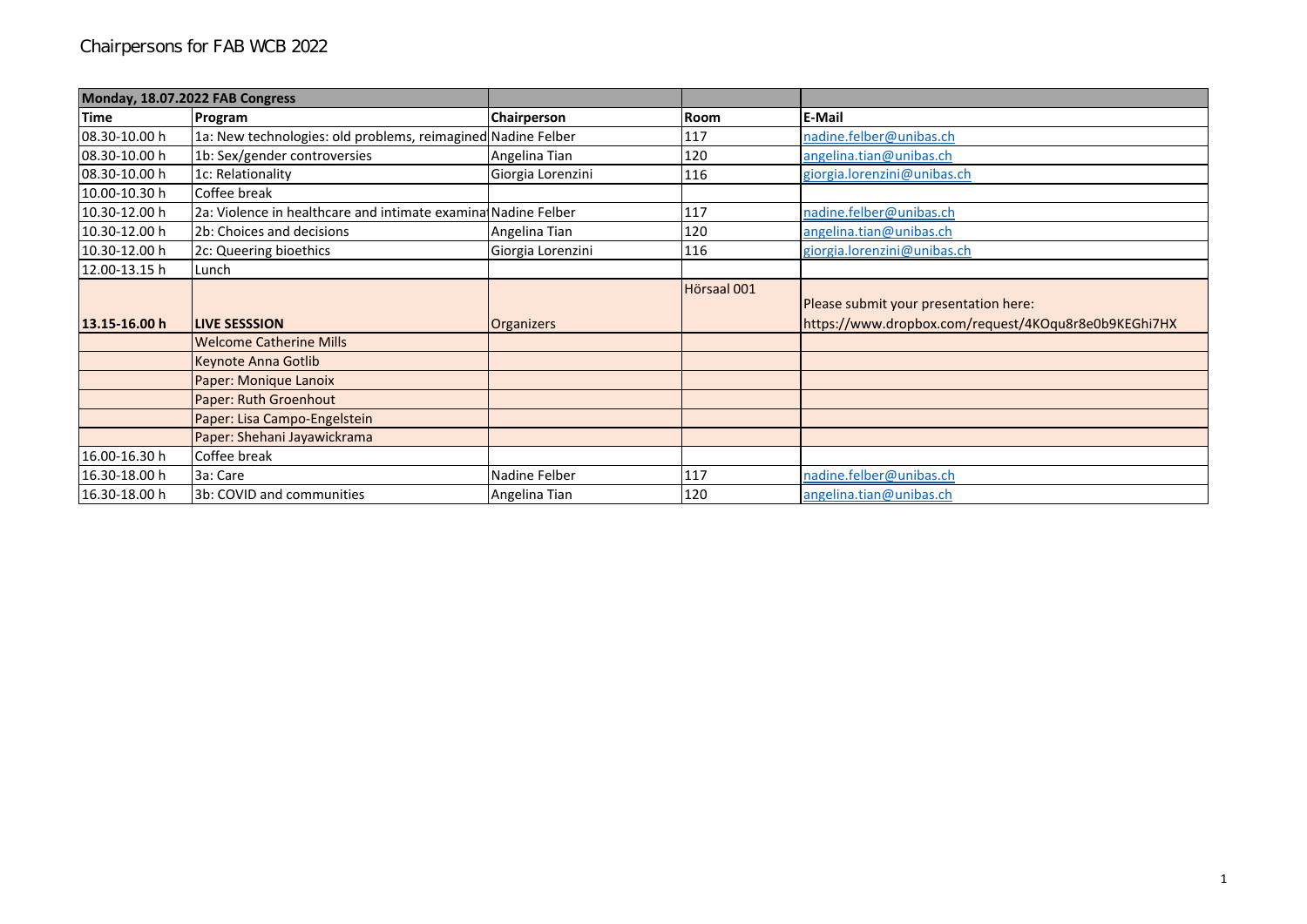# Chairpersons for FAB WCB 2022

| Monday, 18.07.2022 FAB Congress | | | | |
|---|---|---|---|---|
| **Time** | **Program** | **Chairperson** | **Room** | **E-Mail** |
| 08.30-10.00 h | 1a: New technologies: old problems, reimagined | Nadine Felber | 117 | nadine.felber@unibas.ch |
| 08.30-10.00 h | 1b: Sex/gender controversies | Angelina Tian | 120 | angelina.tian@unibas.ch |
| 08.30-10.00 h | 1c: Relationality | Giorgia Lorenzini | 116 | giorgia.lorenzini@unibas.ch |
| 10.00-10.30 h | Coffee break | | | |
| 10.30-12.00 h | 2a: Violence in healthcare and intimate examina | Nadine Felber | 117 | nadine.felber@unibas.ch |
| 10.30-12.00 h | 2b: Choices and decisions | Angelina Tian | 120 | angelina.tian@unibas.ch |
| 10.30-12.00 h | 2c: Queering bioethics | Giorgia Lorenzini | 116 | giorgia.lorenzini@unibas.ch |
| 12.00-13.15 h | Lunch | | | |
| **13.15-16.00 h** | **LIVE SESSSION** | Organizers | Hörsaal 001 | Please submit your presentation here: https://www.dropbox.com/request/4KOqu8r8e0b9KEGhi7HX |
| | Welcome Catherine Mills | | | |
| | Keynote Anna Gotlib | | | |
| | Paper: Monique Lanoix | | | |
| | Paper: Ruth Groenhout | | | |
| | Paper: Lisa Campo-Engelstein | | | |
| | Paper: Shehani Jayawickrama | | | |
| 16.00-16.30 h | Coffee break | | | |
| 16.30-18.00 h | 3a: Care | Nadine Felber | 117 | nadine.felber@unibas.ch |
| 16.30-18.00 h | 3b: COVID and communities | Angelina Tian | 120 | angelina.tian@unibas.ch |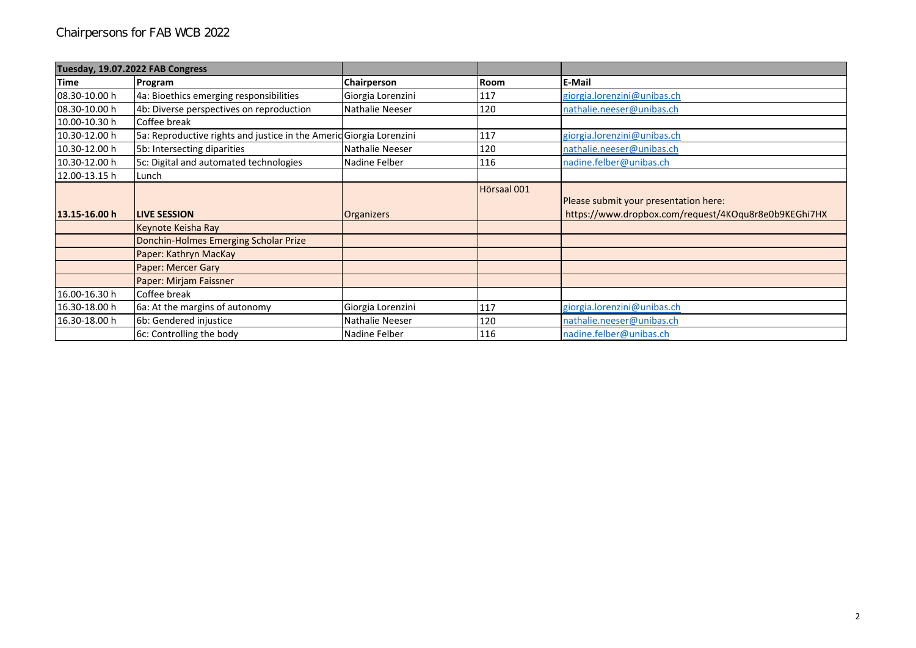# Chairpersons for FAB WCB 2022

| Tuesday, 19.07.2022 FAB Congress | | | | |
|---|---|---|---|---|
| **Time** | **Program** | **Chairperson** | **Room** | **E-Mail** |
| 08.30-10.00 h | 4a: Bioethics emerging responsibilities | Giorgia Lorenzini | 117 | giorgia.lorenzini@unibas.ch |
| 08.30-10.00 h | 4b: Diverse perspectives on reproduction | Nathalie Neeser | 120 | nathalie.neeser@unibas.ch |
| 10.00-10.30 h | Coffee break | | | |
| 10.30-12.00 h | 5a: Reproductive rights and justice in the Americ | Giorgia Lorenzini | 117 | giorgia.lorenzini@unibas.ch |
| 10.30-12.00 h | 5b: Intersecting diparities | Nathalie Neeser | 120 | nathalie.neeser@unibas.ch |
| 10.30-12.00 h | 5c: Digital and automated technologies | Nadine Felber | 116 | nadine.felber@unibas.ch |
| 12.00-13.15 h | Lunch | | | |
| **13.15-16.00 h** | **LIVE SESSION** | Organizers | Hörsaal 001 | Please submit your presentation here: https://www.dropbox.com/request/4KOqu8r8e0b9KEGhi7HX |
| | Keynote Keisha Ray | | | |
| | Donchin-Holmes Emerging Scholar Prize | | | |
| | Paper: Kathryn MacKay | | | |
| | Paper: Mercer Gary | | | |
| | Paper: Mirjam Faissner | | | |
| 16.00-16.30 h | Coffee break | | | |
| 16.30-18.00 h | 6a: At the margins of autonomy | Giorgia Lorenzini | 117 | giorgia.lorenzini@unibas.ch |
| 16.30-18.00 h | 6b: Gendered injustice | Nathalie Neeser | 120 | nathalie.neeser@unibas.ch |
| | 6c: Controlling the body | Nadine Felber | 116 | nadine.felber@unibas.ch |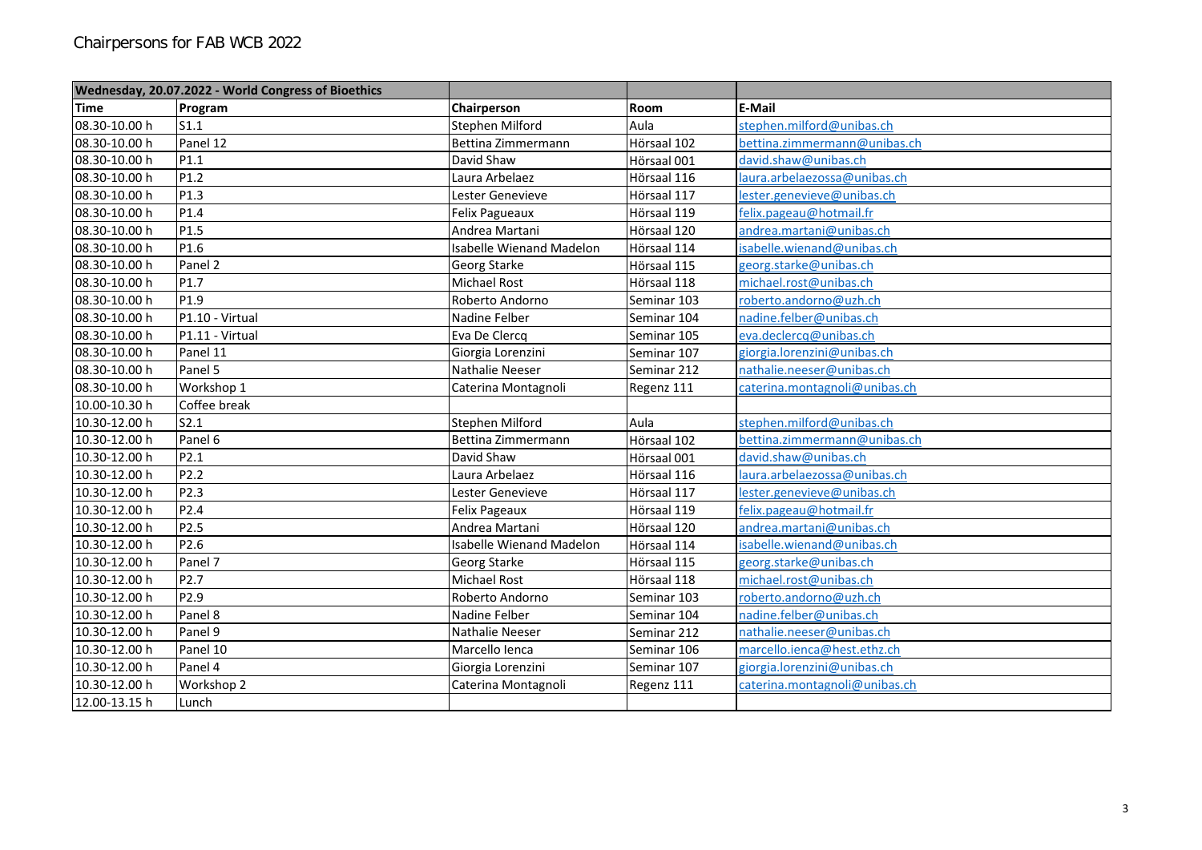# Chairpersons for FAB WCB 2022

| Wednesday, 20.07.2022 - World Congress of Bioethics | | | | |
|---|---|---|---|---|
| **Time** | **Program** | **Chairperson** | **Room** | **E-Mail** |
| 08.30-10.00 h | S1.1 | Stephen Milford | Aula | stephen.milford@unibas.ch |
| 08.30-10.00 h | Panel 12 | Bettina Zimmermann | Hörsaal 102 | bettina.zimmermann@unibas.ch |
| 08.30-10.00 h | P1.1 | David Shaw | Hörsaal 001 | david.shaw@unibas.ch |
| 08.30-10.00 h | P1.2 | Laura Arbelaez | Hörsaal 116 | laura.arbelaezossa@unibas.ch |
| 08.30-10.00 h | P1.3 | Lester Genevieve | Hörsaal 117 | lester.genevieve@unibas.ch |
| 08.30-10.00 h | P1.4 | Felix Pagueaux | Hörsaal 119 | felix.pageau@hotmail.fr |
| 08.30-10.00 h | P1.5 | Andrea Martani | Hörsaal 120 | andrea.martani@unibas.ch |
| 08.30-10.00 h | P1.6 | Isabelle Wienand Madelon | Hörsaal 114 | isabelle.wienand@unibas.ch |
| 08.30-10.00 h | Panel 2 | Georg Starke | Hörsaal 115 | georg.starke@unibas.ch |
| 08.30-10.00 h | P1.7 | Michael Rost | Hörsaal 118 | michael.rost@unibas.ch |
| 08.30-10.00 h | P1.9 | Roberto Andorno | Seminar 103 | roberto.andorno@uzh.ch |
| 08.30-10.00 h | P1.10 - Virtual | Nadine Felber | Seminar 104 | nadine.felber@unibas.ch |
| 08.30-10.00 h | P1.11 - Virtual | Eva De Clercq | Seminar 105 | eva.declercq@unibas.ch |
| 08.30-10.00 h | Panel 11 | Giorgia Lorenzini | Seminar 107 | giorgia.lorenzini@unibas.ch |
| 08.30-10.00 h | Panel 5 | Nathalie Neeser | Seminar 212 | nathalie.neeser@unibas.ch |
| 08.30-10.00 h | Workshop 1 | Caterina Montagnoli | Regenz 111 | caterina.montagnoli@unibas.ch |
| 10.00-10.30 h | Coffee break | | | |
| 10.30-12.00 h | S2.1 | Stephen Milford | Aula | stephen.milford@unibas.ch |
| 10.30-12.00 h | Panel 6 | Bettina Zimmermann | Hörsaal 102 | bettina.zimmermann@unibas.ch |
| 10.30-12.00 h | P2.1 | David Shaw | Hörsaal 001 | david.shaw@unibas.ch |
| 10.30-12.00 h | P2.2 | Laura Arbelaez | Hörsaal 116 | laura.arbelaezossa@unibas.ch |
| 10.30-12.00 h | P2.3 | Lester Genevieve | Hörsaal 117 | lester.genevieve@unibas.ch |
| 10.30-12.00 h | P2.4 | Felix Pageaux | Hörsaal 119 | felix.pageau@hotmail.fr |
| 10.30-12.00 h | P2.5 | Andrea Martani | Hörsaal 120 | andrea.martani@unibas.ch |
| 10.30-12.00 h | P2.6 | Isabelle Wienand Madelon | Hörsaal 114 | isabelle.wienand@unibas.ch |
| 10.30-12.00 h | Panel 7 | Georg Starke | Hörsaal 115 | georg.starke@unibas.ch |
| 10.30-12.00 h | P2.7 | Michael Rost | Hörsaal 118 | michael.rost@unibas.ch |
| 10.30-12.00 h | P2.9 | Roberto Andorno | Seminar 103 | roberto.andorno@uzh.ch |
| 10.30-12.00 h | Panel 8 | Nadine Felber | Seminar 104 | nadine.felber@unibas.ch |
| 10.30-12.00 h | Panel 9 | Nathalie Neeser | Seminar 212 | nathalie.neeser@unibas.ch |
| 10.30-12.00 h | Panel 10 | Marcello Ienca | Seminar 106 | marcello.ienca@hest.ethz.ch |
| 10.30-12.00 h | Panel 4 | Giorgia Lorenzini | Seminar 107 | giorgia.lorenzini@unibas.ch |
| 10.30-12.00 h | Workshop 2 | Caterina Montagnoli | Regenz 111 | caterina.montagnoli@unibas.ch |
| 12.00-13.15 h | Lunch | | | |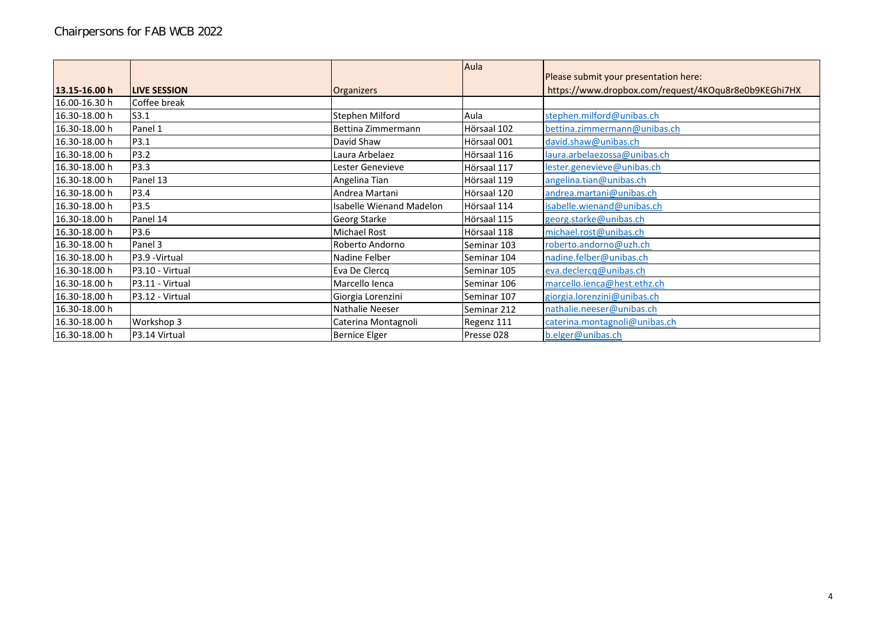# Chairpersons for FAB WCB 2022

| 13.15-16.00 h | LIVE SESSION | Organizers | Aula | Please submit your presentation here: https://www.dropbox.com/request/4KOqu8r8e0b9KEGhi7HX |
|---|---|---|---|---|
| 16.00-16.30 h | Coffee break | | | |
| 16.30-18.00 h | S3.1 | Stephen Milford | Aula | stephen.milford@unibas.ch |
| 16.30-18.00 h | Panel 1 | Bettina Zimmermann | Hörsaal 102 | bettina.zimmermann@unibas.ch |
| 16.30-18.00 h | P3.1 | David Shaw | Hörsaal 001 | david.shaw@unibas.ch |
| 16.30-18.00 h | P3.2 | Laura Arbelaez | Hörsaal 116 | laura.arbelaezossa@unibas.ch |
| 16.30-18.00 h | P3.3 | Lester Genevieve | Hörsaal 117 | lester.genevieve@unibas.ch |
| 16.30-18.00 h | Panel 13 | Angelina Tian | Hörsaal 119 | angelina.tian@unibas.ch |
| 16.30-18.00 h | P3.4 | Andrea Martani | Hörsaal 120 | andrea.martani@unibas.ch |
| 16.30-18.00 h | P3.5 | Isabelle Wienand Madelon | Hörsaal 114 | isabelle.wienand@unibas.ch |
| 16.30-18.00 h | Panel 14 | Georg Starke | Hörsaal 115 | georg.starke@unibas.ch |
| 16.30-18.00 h | P3.6 | Michael Rost | Hörsaal 118 | michael.rost@unibas.ch |
| 16.30-18.00 h | Panel 3 | Roberto Andorno | Seminar 103 | roberto.andorno@uzh.ch |
| 16.30-18.00 h | P3.9 -Virtual | Nadine Felber | Seminar 104 | nadine.felber@unibas.ch |
| 16.30-18.00 h | P3.10 - Virtual | Eva De Clercq | Seminar 105 | eva.declercq@unibas.ch |
| 16.30-18.00 h | P3.11 - Virtual | Marcello Ienca | Seminar 106 | marcello.ienca@hest.ethz.ch |
| 16.30-18.00 h | P3.12 - Virtual | Giorgia Lorenzini | Seminar 107 | giorgia.lorenzini@unibas.ch |
| 16.30-18.00 h | | Nathalie Neeser | Seminar 212 | nathalie.neeser@unibas.ch |
| 16.30-18.00 h | Workshop 3 | Caterina Montagnoli | Regenz 111 | caterina.montagnoli@unibas.ch |
| 16.30-18.00 h | P3.14 Virtual | Bernice Elger | Presse 028 | b.elger@unibas.ch |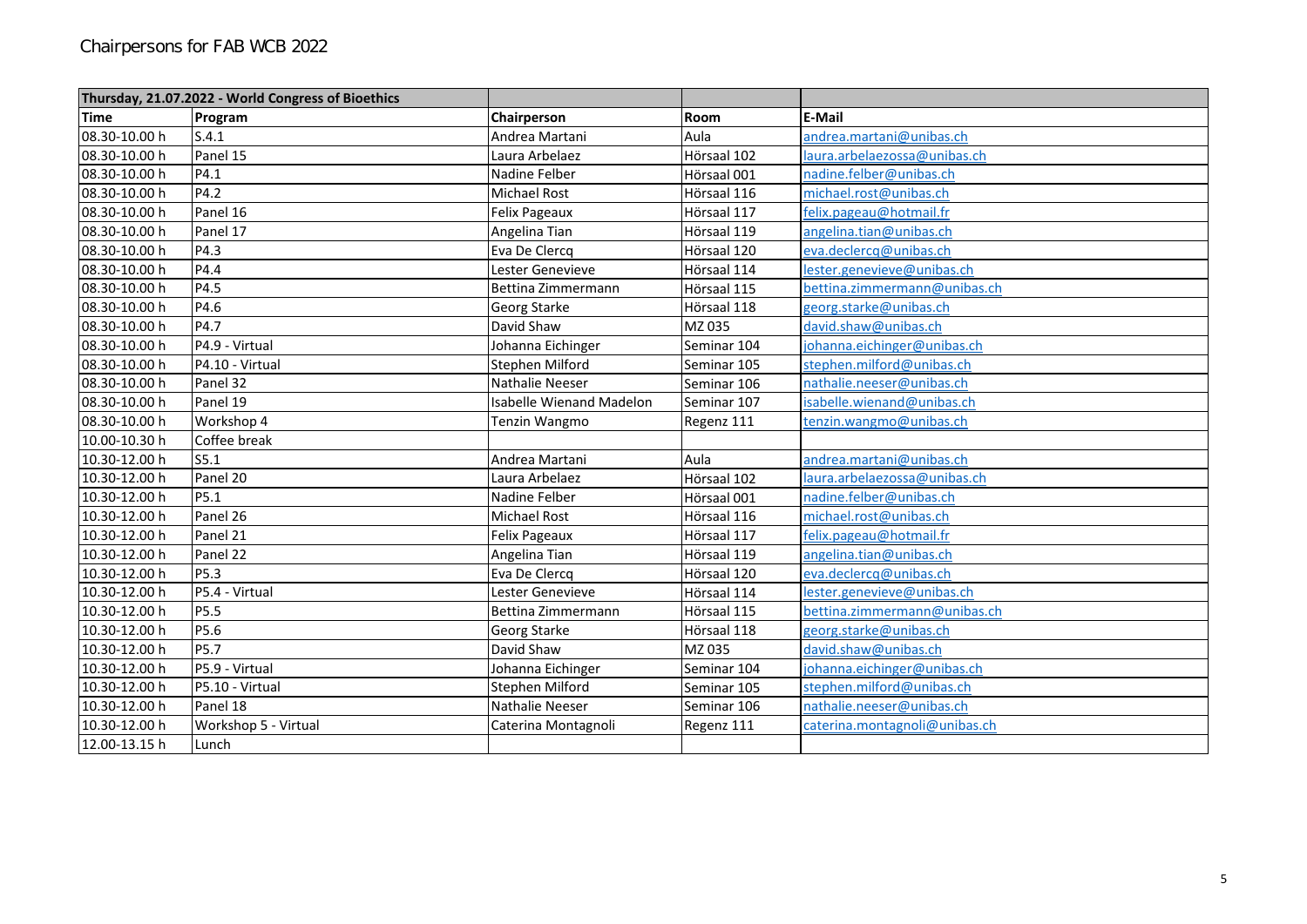# Chairpersons for FAB WCB 2022

| Thursday, 21.07.2022 - World Congress of Bioethics | | | | |
|---|---|---|---|---|
| **Time** | **Program** | **Chairperson** | **Room** | **E-Mail** |
| 08.30-10.00 h | S.4.1 | Andrea Martani | Aula | andrea.martani@unibas.ch |
| 08.30-10.00 h | Panel 15 | Laura Arbelaez | Hörsaal 102 | laura.arbelaezossa@unibas.ch |
| 08.30-10.00 h | P4.1 | Nadine Felber | Hörsaal 001 | nadine.felber@unibas.ch |
| 08.30-10.00 h | P4.2 | Michael Rost | Hörsaal 116 | michael.rost@unibas.ch |
| 08.30-10.00 h | Panel 16 | Felix Pageaux | Hörsaal 117 | felix.pageau@hotmail.fr |
| 08.30-10.00 h | Panel 17 | Angelina Tian | Hörsaal 119 | angelina.tian@unibas.ch |
| 08.30-10.00 h | P4.3 | Eva De Clercq | Hörsaal 120 | eva.declercq@unibas.ch |
| 08.30-10.00 h | P4.4 | Lester Genevieve | Hörsaal 114 | lester.genevieve@unibas.ch |
| 08.30-10.00 h | P4.5 | Bettina Zimmermann | Hörsaal 115 | bettina.zimmermann@unibas.ch |
| 08.30-10.00 h | P4.6 | Georg Starke | Hörsaal 118 | georg.starke@unibas.ch |
| 08.30-10.00 h | P4.7 | David Shaw | MZ 035 | david.shaw@unibas.ch |
| 08.30-10.00 h | P4.9 - Virtual | Johanna Eichinger | Seminar 104 | johanna.eichinger@unibas.ch |
| 08.30-10.00 h | P4.10 - Virtual | Stephen Milford | Seminar 105 | stephen.milford@unibas.ch |
| 08.30-10.00 h | Panel 32 | Nathalie Neeser | Seminar 106 | nathalie.neeser@unibas.ch |
| 08.30-10.00 h | Panel 19 | Isabelle Wienand Madelon | Seminar 107 | isabelle.wienand@unibas.ch |
| 08.30-10.00 h | Workshop 4 | Tenzin Wangmo | Regenz 111 | tenzin.wangmo@unibas.ch |
| 10.00-10.30 h | Coffee break | | | |
| 10.30-12.00 h | S5.1 | Andrea Martani | Aula | andrea.martani@unibas.ch |
| 10.30-12.00 h | Panel 20 | Laura Arbelaez | Hörsaal 102 | laura.arbelaezossa@unibas.ch |
| 10.30-12.00 h | P5.1 | Nadine Felber | Hörsaal 001 | nadine.felber@unibas.ch |
| 10.30-12.00 h | Panel 26 | Michael Rost | Hörsaal 116 | michael.rost@unibas.ch |
| 10.30-12.00 h | Panel 21 | Felix Pageaux | Hörsaal 117 | felix.pageau@hotmail.fr |
| 10.30-12.00 h | Panel 22 | Angelina Tian | Hörsaal 119 | angelina.tian@unibas.ch |
| 10.30-12.00 h | P5.3 | Eva De Clercq | Hörsaal 120 | eva.declercq@unibas.ch |
| 10.30-12.00 h | P5.4 - Virtual | Lester Genevieve | Hörsaal 114 | lester.genevieve@unibas.ch |
| 10.30-12.00 h | P5.5 | Bettina Zimmermann | Hörsaal 115 | bettina.zimmermann@unibas.ch |
| 10.30-12.00 h | P5.6 | Georg Starke | Hörsaal 118 | georg.starke@unibas.ch |
| 10.30-12.00 h | P5.7 | David Shaw | MZ 035 | david.shaw@unibas.ch |
| 10.30-12.00 h | P5.9 - Virtual | Johanna Eichinger | Seminar 104 | johanna.eichinger@unibas.ch |
| 10.30-12.00 h | P5.10 - Virtual | Stephen Milford | Seminar 105 | stephen.milford@unibas.ch |
| 10.30-12.00 h | Panel 18 | Nathalie Neeser | Seminar 106 | nathalie.neeser@unibas.ch |
| 10.30-12.00 h | Workshop 5 - Virtual | Caterina Montagnoli | Regenz 111 | caterina.montagnoli@unibas.ch |
| 12.00-13.15 h | Lunch | | | |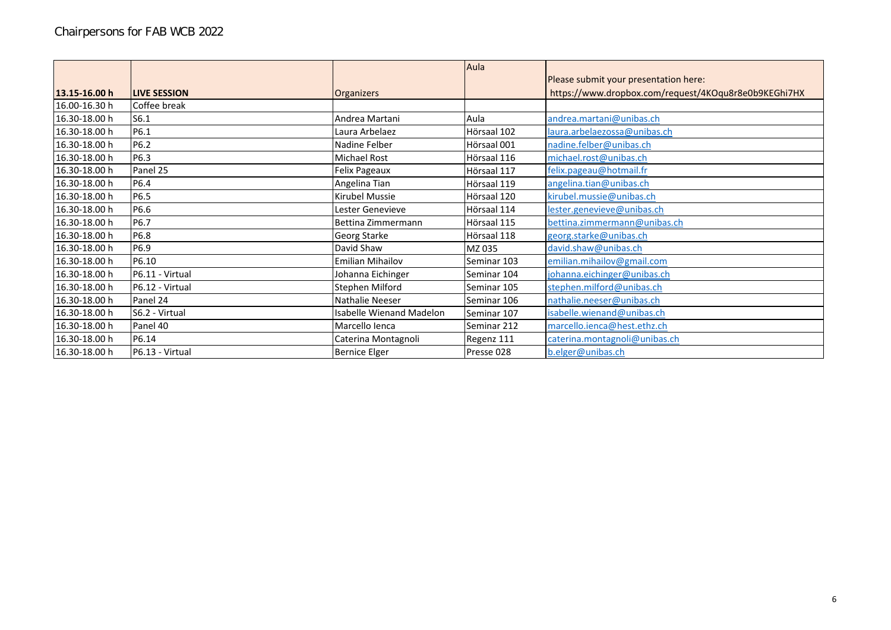# Chairpersons for FAB WCB 2022

| 13.15-16.00 h | LIVE SESSION | Organizers | Aula | Please submit your presentation here: https://www.dropbox.com/request/4KOqu8r8e0b9KEGhi7HX |
|---|---|---|---|---|
| 16.00-16.30 h | Coffee break | | | |
| 16.30-18.00 h | S6.1 | Andrea Martani | Aula | andrea.martani@unibas.ch |
| 16.30-18.00 h | P6.1 | Laura Arbelaez | Hörsaal 102 | laura.arbelaezossa@unibas.ch |
| 16.30-18.00 h | P6.2 | Nadine Felber | Hörsaal 001 | nadine.felber@unibas.ch |
| 16.30-18.00 h | P6.3 | Michael Rost | Hörsaal 116 | michael.rost@unibas.ch |
| 16.30-18.00 h | Panel 25 | Felix Pageaux | Hörsaal 117 | felix.pageau@hotmail.fr |
| 16.30-18.00 h | P6.4 | Angelina Tian | Hörsaal 119 | angelina.tian@unibas.ch |
| 16.30-18.00 h | P6.5 | Kirubel Mussie | Hörsaal 120 | kirubel.mussie@unibas.ch |
| 16.30-18.00 h | P6.6 | Lester Genevieve | Hörsaal 114 | lester.genevieve@unibas.ch |
| 16.30-18.00 h | P6.7 | Bettina Zimmermann | Hörsaal 115 | bettina.zimmermann@unibas.ch |
| 16.30-18.00 h | P6.8 | Georg Starke | Hörsaal 118 | georg.starke@unibas.ch |
| 16.30-18.00 h | P6.9 | David Shaw | MZ 035 | david.shaw@unibas.ch |
| 16.30-18.00 h | P6.10 | Emilian Mihailov | Seminar 103 | emilian.mihailov@gmail.com |
| 16.30-18.00 h | P6.11 - Virtual | Johanna Eichinger | Seminar 104 | johanna.eichinger@unibas.ch |
| 16.30-18.00 h | P6.12 - Virtual | Stephen Milford | Seminar 105 | stephen.milford@unibas.ch |
| 16.30-18.00 h | Panel 24 | Nathalie Neeser | Seminar 106 | nathalie.neeser@unibas.ch |
| 16.30-18.00 h | S6.2 - Virtual | Isabelle Wienand Madelon | Seminar 107 | isabelle.wienand@unibas.ch |
| 16.30-18.00 h | Panel 40 | Marcello Ienca | Seminar 212 | marcello.ienca@hest.ethz.ch |
| 16.30-18.00 h | P6.14 | Caterina Montagnoli | Regenz 111 | caterina.montagnoli@unibas.ch |
| 16.30-18.00 h | P6.13 - Virtual | Bernice Elger | Presse 028 | b.elger@unibas.ch |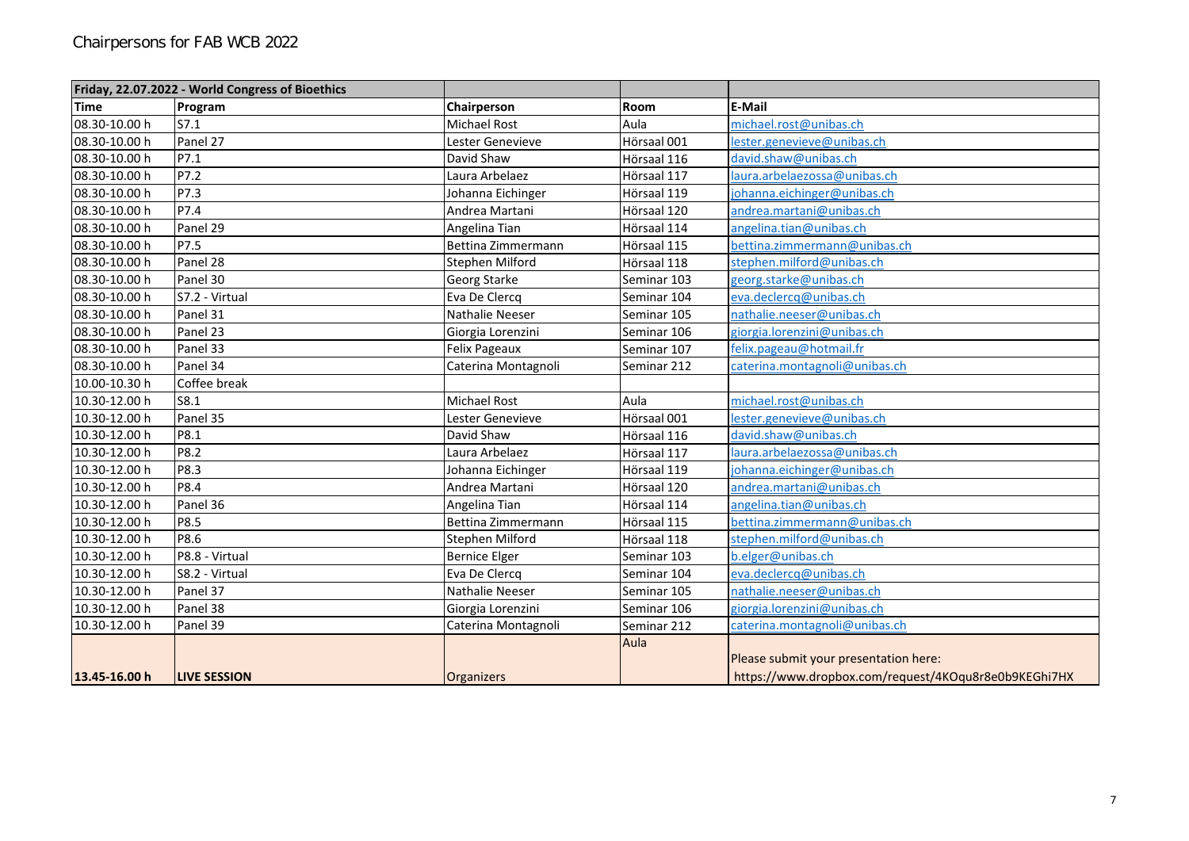# Chairpersons for FAB WCB 2022

| Friday, 22.07.2022 - World Congress of Bioethics | | | | |
|---|---|---|---|---|
| **Time** | **Program** | **Chairperson** | **Room** | **E-Mail** |
| 08.30-10.00 h | S7.1 | Michael Rost | Aula | michael.rost@unibas.ch |
| 08.30-10.00 h | Panel 27 | Lester Genevieve | Hörsaal 001 | lester.genevieve@unibas.ch |
| 08.30-10.00 h | P7.1 | David Shaw | Hörsaal 116 | david.shaw@unibas.ch |
| 08.30-10.00 h | P7.2 | Laura Arbelaez | Hörsaal 117 | laura.arbelaezossa@unibas.ch |
| 08.30-10.00 h | P7.3 | Johanna Eichinger | Hörsaal 119 | johanna.eichinger@unibas.ch |
| 08.30-10.00 h | P7.4 | Andrea Martani | Hörsaal 120 | andrea.martani@unibas.ch |
| 08.30-10.00 h | Panel 29 | Angelina Tian | Hörsaal 114 | angelina.tian@unibas.ch |
| 08.30-10.00 h | P7.5 | Bettina Zimmermann | Hörsaal 115 | bettina.zimmermann@unibas.ch |
| 08.30-10.00 h | Panel 28 | Stephen Milford | Hörsaal 118 | stephen.milford@unibas.ch |
| 08.30-10.00 h | Panel 30 | Georg Starke | Seminar 103 | georg.starke@unibas.ch |
| 08.30-10.00 h | S7.2 - Virtual | Eva De Clercq | Seminar 104 | eva.declercq@unibas.ch |
| 08.30-10.00 h | Panel 31 | Nathalie Neeser | Seminar 105 | nathalie.neeser@unibas.ch |
| 08.30-10.00 h | Panel 23 | Giorgia Lorenzini | Seminar 106 | giorgia.lorenzini@unibas.ch |
| 08.30-10.00 h | Panel 33 | Felix Pageaux | Seminar 107 | felix.pageau@hotmail.fr |
| 08.30-10.00 h | Panel 34 | Caterina Montagnoli | Seminar 212 | caterina.montagnoli@unibas.ch |
| 10.00-10.30 h | Coffee break | | | |
| 10.30-12.00 h | S8.1 | Michael Rost | Aula | michael.rost@unibas.ch |
| 10.30-12.00 h | Panel 35 | Lester Genevieve | Hörsaal 001 | lester.genevieve@unibas.ch |
| 10.30-12.00 h | P8.1 | David Shaw | Hörsaal 116 | david.shaw@unibas.ch |
| 10.30-12.00 h | P8.2 | Laura Arbelaez | Hörsaal 117 | laura.arbelaezossa@unibas.ch |
| 10.30-12.00 h | P8.3 | Johanna Eichinger | Hörsaal 119 | johanna.eichinger@unibas.ch |
| 10.30-12.00 h | P8.4 | Andrea Martani | Hörsaal 120 | andrea.martani@unibas.ch |
| 10.30-12.00 h | Panel 36 | Angelina Tian | Hörsaal 114 | angelina.tian@unibas.ch |
| 10.30-12.00 h | P8.5 | Bettina Zimmermann | Hörsaal 115 | bettina.zimmermann@unibas.ch |
| 10.30-12.00 h | P8.6 | Stephen Milford | Hörsaal 118 | stephen.milford@unibas.ch |
| 10.30-12.00 h | P8.8 - Virtual | Bernice Elger | Seminar 103 | b.elger@unibas.ch |
| 10.30-12.00 h | S8.2 - Virtual | Eva De Clercq | Seminar 104 | eva.declercq@unibas.ch |
| 10.30-12.00 h | Panel 37 | Nathalie Neeser | Seminar 105 | nathalie.neeser@unibas.ch |
| 10.30-12.00 h | Panel 38 | Giorgia Lorenzini | Seminar 106 | giorgia.lorenzini@unibas.ch |
| 10.30-12.00 h | Panel 39 | Caterina Montagnoli | Seminar 212 | caterina.montagnoli@unibas.ch |
| **13.45-16.00 h** | **LIVE SESSION** | Organizers | Aula | Please submit your presentation here: https://www.dropbox.com/request/4KOqu8r8e0b9KEGhi7HX |